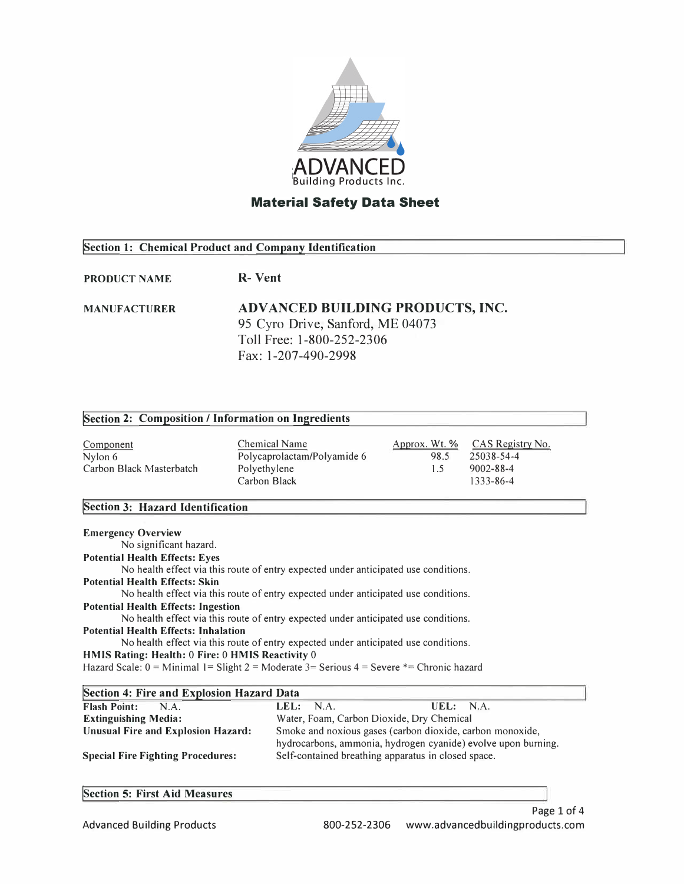ADVANCED
Building Products Inc.

# Material Safety Data Sheet

## Section 1: Chemical Product and Company Identification

**PRODUCT NAME** R- Vent

**MANUFACTURER** **ADVANCED BUILDING PRODUCTS, INC.**
95 Cyro Drive, Sanford, ME 04073
Toll Free: 1-800-252-2306
Fax: 1-207-490-2998

## Section 2: Composition / Information on Ingredients

| Component | Chemical Name | Approx. Wt. % | CAS Registry No. |
|---|---|---|---|
| Nylon 6 | Polycaprolactam/Polyamide 6 | 98.5 | 25038-54-4 |
| Carbon Black Masterbatch | Polyethylene | 1.5 | 9002-88-4 |
| | Carbon Black | | 1333-86-4 |

## Section 3: Hazard Identification

**Emergency Overview**
No significant hazard.

**Potential Health Effects: Eyes**
No health effect via this route of entry expected under anticipated use conditions.

**Potential Health Effects: Skin**
No health effect via this route of entry expected under anticipated use conditions.

**Potential Health Effects: Ingestion**
No health effect via this route of entry expected under anticipated use conditions.

**Potential Health Effects: Inhalation**
No health effect via this route of entry expected under anticipated use conditions.

**HMIS Rating: Health:** 0 **Fire:** 0 **HMIS Reactivity** 0
Hazard Scale: 0 = Minimal 1= Slight 2 = Moderate 3= Serious 4 = Severe *= Chronic hazard

## Section 4: Fire and Explosion Hazard Data

**Flash Point:** N.A. **LEL:** N.A. **UEL:** N.A.

**Extinguishing Media:** Water, Foam, Carbon Dioxide, Dry Chemical

**Unusual Fire and Explosion Hazard:** Smoke and noxious gases (carbon dioxide, carbon monoxide, hydrocarbons, ammonia, hydrogen cyanide) evolve upon burning.

**Special Fire Fighting Procedures:** Self-contained breathing apparatus in closed space.

## Section 5: First Aid Measures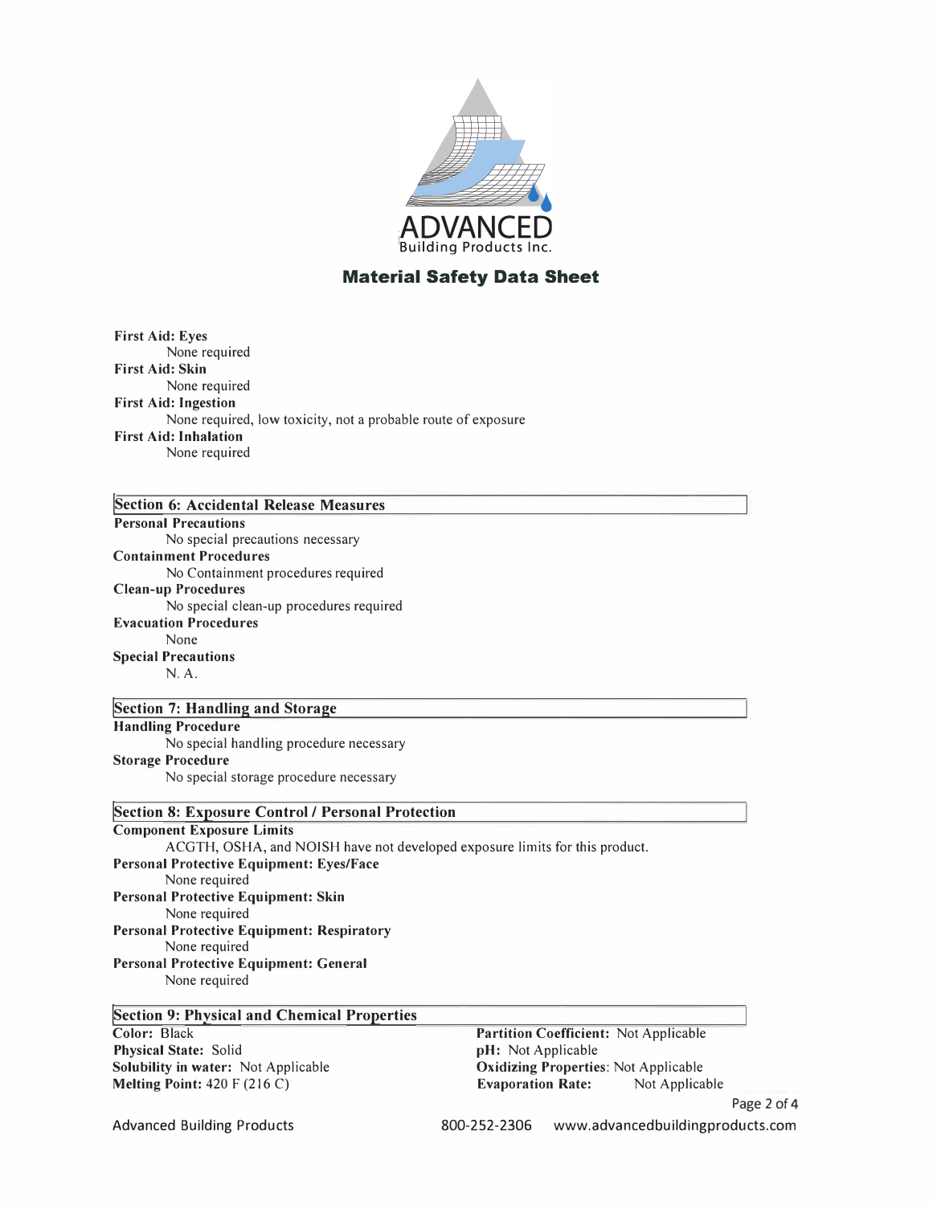**First Aid: Eyes**
None required

**First Aid: Skin**
None required

**First Aid: Ingestion**
None required, low toxicity, not a probable route of exposure

**First Aid: Inhalation**
None required

## Section 6: Accidental Release Measures

**Personal Precautions**
No special precautions necessary

**Containment Procedures**
No Containment procedures required

**Clean-up Procedures**
No special clean-up procedures required

**Evacuation Procedures**
None

**Special Precautions**
N. A.

## Section 7: Handling and Storage

**Handling Procedure**
No special handling procedure necessary

**Storage Procedure**
No special storage procedure necessary

## Section 8: Exposure Control / Personal Protection

**Component Exposure Limits**
ACGTH, OSHA, and NOISH have not developed exposure limits for this product.

**Personal Protective Equipment: Eyes/Face**
None required

**Personal Protective Equipment: Skin**
None required

**Personal Protective Equipment: Respiratory**
None required

**Personal Protective Equipment: General**
None required

## Section 9: Physical and Chemical Properties

**Color:** Black
**Physical State:** Solid
**Solubility in water:** Not Applicable
**Melting Point:** 420 F (216 C)
**Partition Coefficient:** Not Applicable
**pH:** Not Applicable
**Oxidizing Properties**: Not Applicable
**Evaporation Rate:** Not Applicable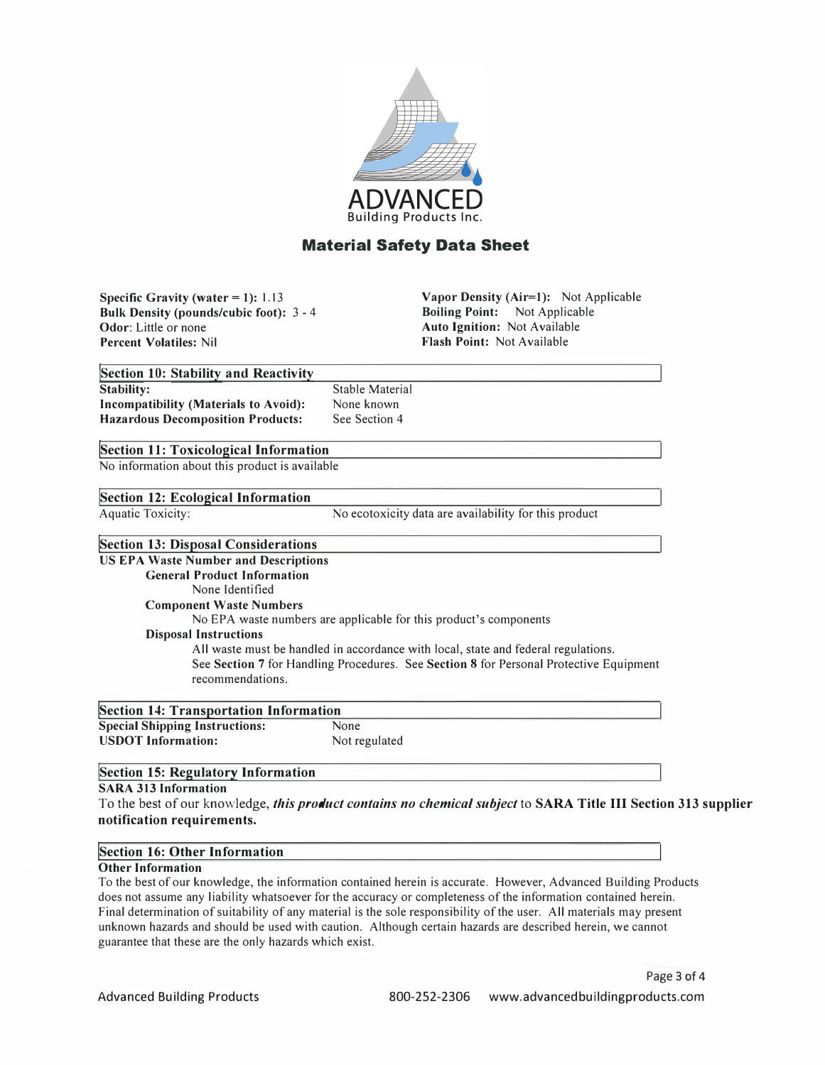ADVANCED
Building Products Inc.

# Material Safety Data Sheet

**Specific Gravity (water = 1):** 1.13
**Bulk Density (pounds/cubic foot):** 3 - 4
**Odor**: Little or none
**Percent Volatiles:** Nil

**Vapor Density (Air=1):** Not Applicable
**Boiling Point:** Not Applicable
**Auto Ignition:** Not Available
**Flash Point:** Not Available

## Section 10: Stability and Reactivity

| | |
|---|---|
| **Stability:** | Stable Material |
| **Incompatibility (Materials to Avoid):** | None known |
| **Hazardous Decomposition Products:** | See Section 4 |

## Section 11: Toxicological Information

No information about this product is available

## Section 12: Ecological Information

| | |
|---|---|
| Aquatic Toxicity: | No ecotoxicity data are availability for this product |

## Section 13: Disposal Considerations

**US EPA Waste Number and Descriptions**

**General Product Information**

None Identified

**Component Waste Numbers**

No EPA waste numbers are applicable for this product's components

**Disposal Instructions**

All waste must be handled in accordance with local, state and federal regulations. See **Section 7** for Handling Procedures. See **Section 8** for Personal Protective Equipment recommendations.

## Section 14: Transportation Information

| | |
|---|---|
| **Special Shipping Instructions:** | None |
| **USDOT Information:** | Not regulated |

## Section 15: Regulatory Information

**SARA 313 Information**

To the best of our knowledge, ***this product contains no chemical subject*** to **SARA Title III Section 313 supplier notification requirements.**

## Section 16: Other Information

**Other Information**

To the best of our knowledge, the information contained herein is accurate. However, Advanced Building Products does not assume any liability whatsoever for the accuracy or completeness of the information contained herein. Final determination of suitability of any material is the sole responsibility of the user. All materials may present unknown hazards and should be used with caution. Although certain hazards are described herein, we cannot guarantee that these are the only hazards which exist.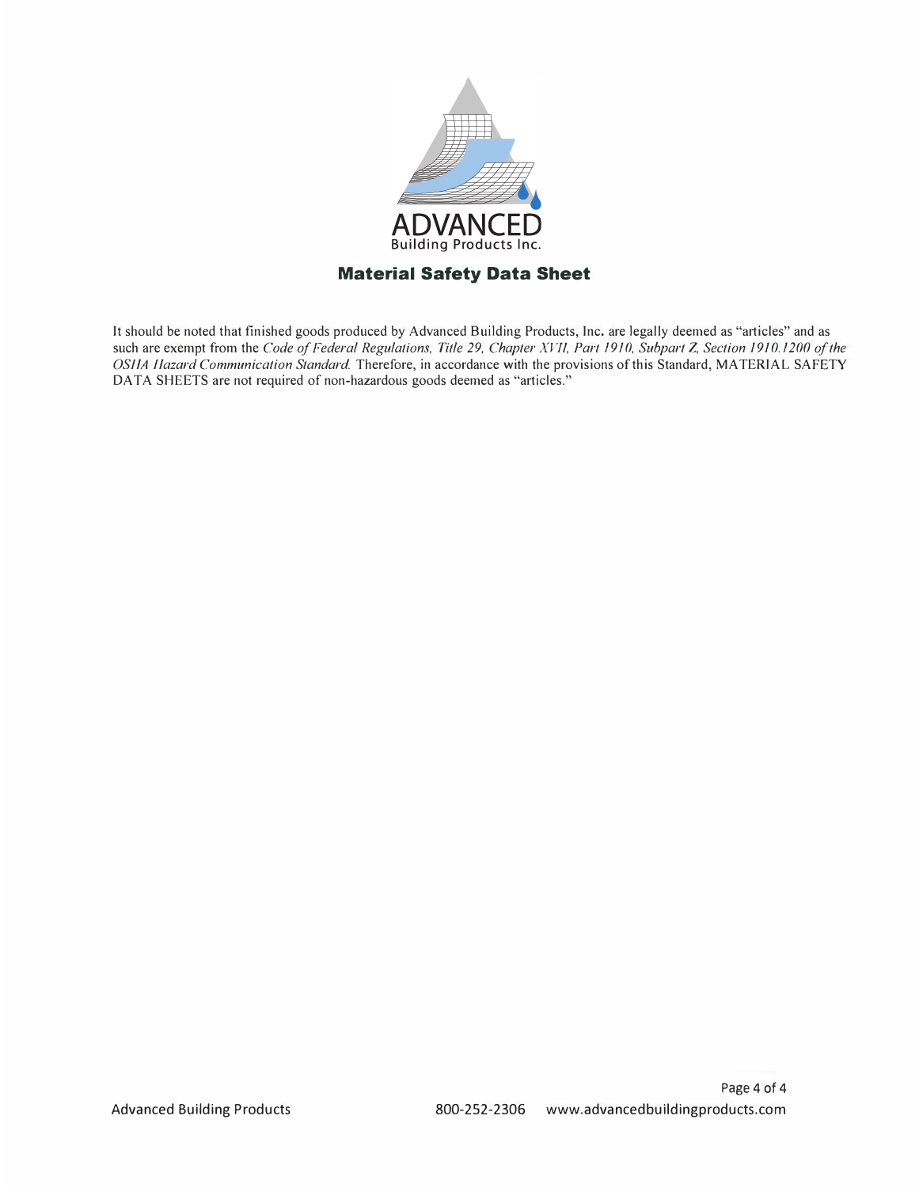ADVANCED
Building Products Inc.

## Material Safety Data Sheet

It should be noted that finished goods produced by Advanced Building Products, Inc. are legally deemed as "articles" and as such are exempt from the *Code of Federal Regulations, Title 29, Chapter XVII, Part 1910, Subpart Z, Section 1910.1200 of the OSHA Hazard Communication Standard.* Therefore, in accordance with the provisions of this Standard, MATERIAL SAFETY DATA SHEETS are not required of non-hazardous goods deemed as "articles."